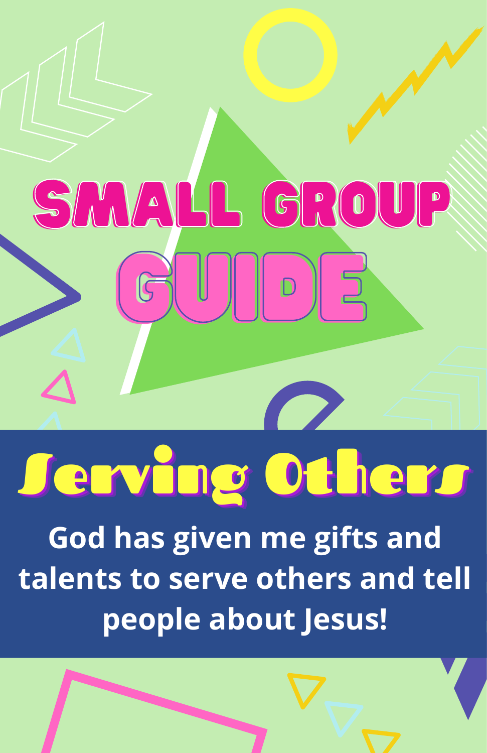# SMALL GROUP GUIDE

## Serving Others

**God has given me gifts and talents to serve others and tell people about Jesus!**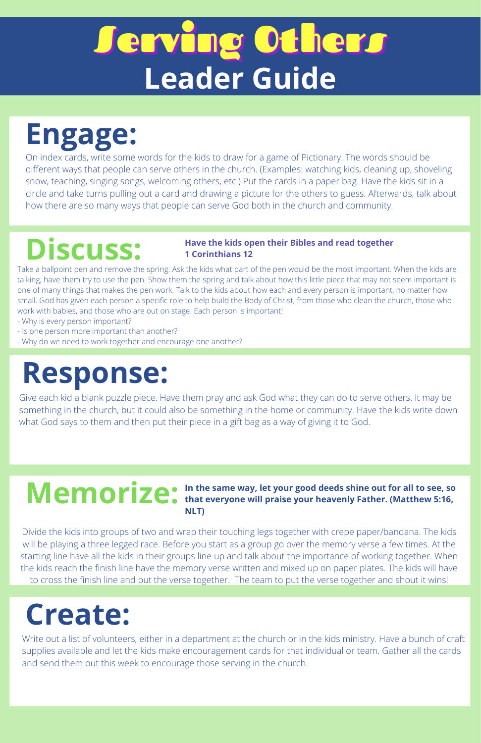# Serving Others

## Leader Guide

## Engage:

On index cards, write some words for the kids to draw for a game of Pictionary. The words should be different ways that people can serve others in the church. (Examples: watching kids, cleaning up, shoveling snow, teaching, singing songs, welcoming others, etc.) Put the cards in a paper bag. Have the kids sit in a circle and take turns pulling out a card and drawing a picture for the others to guess. Afterwards, talk about how there are so many ways that people can serve God both in the church and community.

## Discuss:

**Have the kids open their Bibles and read together 1 Corinthians 12**

Take a ballpoint pen and remove the spring. Ask the kids what part of the pen would be the most important. When the kids are talking, have them try to use the pen. Show them the spring and talk about how this little piece that may not seem important is one of many things that makes the pen work. Talk to the kids about how each and every person is important, no matter how small. God has given each person a specific role to help build the Body of Christ, from those who clean the church, those who work with babies, and those who are out on stage. Each person is important!

- Why is every person important?
- Is one person more important than another?
- Why do we need to work together and encourage one another?

## Response:

Give each kid a blank puzzle piece. Have them pray and ask God what they can do to serve others. It may be something in the church, but it could also be something in the home or community. Have the kids write down what God says to them and then put their piece in a gift bag as a way of giving it to God.

## Memorize:

**In the same way, let your good deeds shine out for all to see, so that everyone will praise your heavenly Father. (Matthew 5:16, NLT)**

Divide the kids into groups of two and wrap their touching legs together with crepe paper/bandana. The kids will be playing a three legged race. Before you start as a group go over the memory verse a few times. At the starting line have all the kids in their groups line up and talk about the importance of working together. When the kids reach the finish line have the memory verse written and mixed up on paper plates. The kids will have to cross the finish line and put the verse together. The team to put the verse together and shout it wins!

## Create:

Write out a list of volunteers, either in a department at the church or in the kids ministry. Have a bunch of craft supplies available and let the kids make encouragement cards for that individual or team. Gather all the cards and send them out this week to encourage those serving in the church.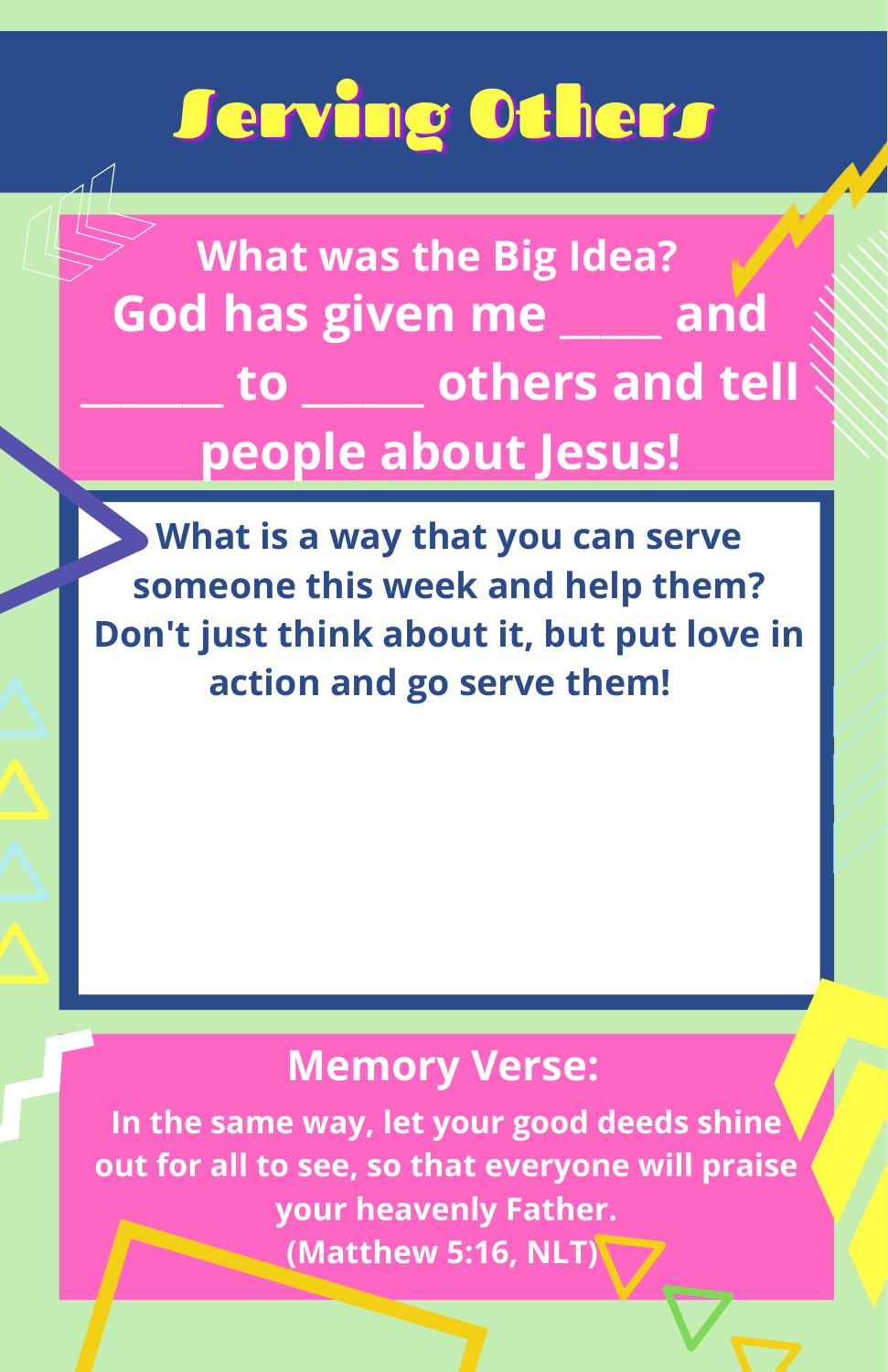# Serving Others

## What was the Big Idea?

**God has given me _____ and _______ to ______ others and tell people about Jesus!**

**What is a way that you can serve someone this week and help them? Don't just think about it, but put love in action and go serve them!**

## Memory Verse:

**In the same way, let your good deeds shine out for all to see, so that everyone will praise your heavenly Father.**
**(Matthew 5:16, NLT)**